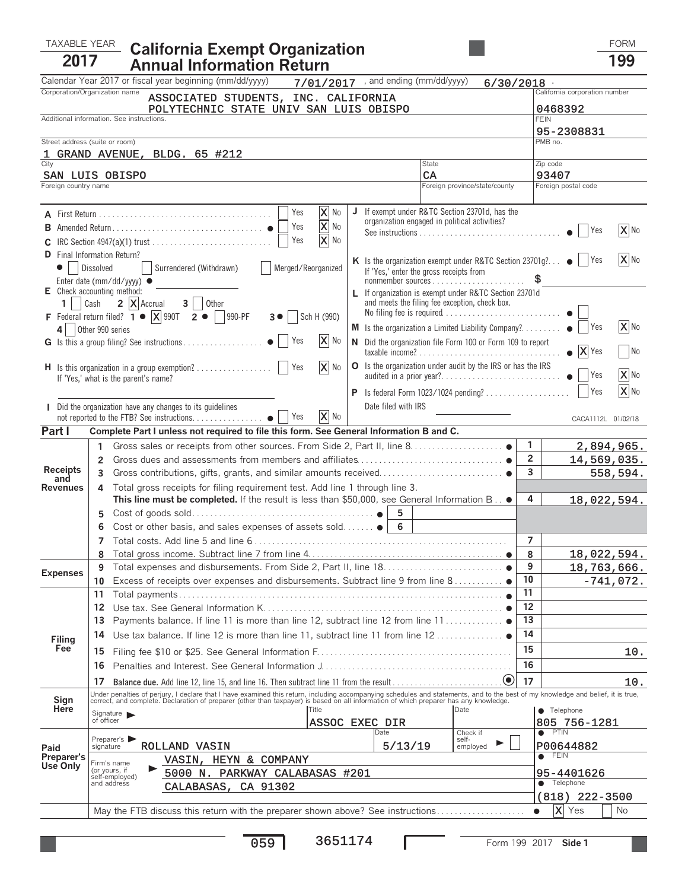TAXABLE YEAR **2017**

# California Exempt Organization Annual Information Return

FORM **199**

Calendar Year 2017 or fiscal year beginning (mm/dd/yyyy) 7/01/2017 , and ending (mm/dd/yyyy) 6/30/2018 .

| | |
|---|---|
| Corporation/Organization name: ASSOCIATED STUDENTS, INC. CALIFORNIA POLYTECHNIC STATE UNIV SAN LUIS OBISPO | California corporation number: 0468392 |
| Additional information. See instructions. | FEIN: 95-2308831 |
| Street address (suite or room): 1 GRAND AVENUE, BLDG. 65 #212 | PMB no. |
| City: SAN LUIS OBISPO | State: CA | Zip code: 93407 |
| Foreign country name | Foreign province/state/county | Foreign postal code |

**A** First Return ☐ Yes ☒ No

**B** Amended Return ☐ Yes ☒ No

**C** IRC Section 4947(a)(1) trust ☐ Yes ☒ No

**D** Final Information Return? ☐ Dissolved ☐ Surrendered (Withdrawn) ☐ Merged/Reorganized
Enter date (mm/dd/yyyy)

**E** Check accounting method: 1 ☐ Cash 2 ☒ Accrual 3 ☐ Other

**F** Federal return filed? 1 ☒ 990T 2 ☐ 990-PF 3 ☐ Sch H (990) 4 ☐ Other 990 series

**G** Is this a group filing? See instructions ☐ Yes ☒ No

**H** Is this organization in a group exemption? ☐ Yes ☒ No
If 'Yes,' what is the parent's name?

**I** Did the organization have any changes to its guidelines not reported to the FTB? See instructions ☐ Yes ☒ No

**J** If exempt under R&TC Section 23701d, has the organization engaged in political activities? See instructions ☐ Yes ☒ No

**K** Is the organization exempt under R&TC Section 23701g? ☐ Yes ☒ No
If 'Yes,' enter the gross receipts from nonmember sources $

**L** If organization is exempt under R&TC Section 23701d and meets the filing fee exception, check box. No filing fee is required ☐

**M** Is the organization a Limited Liability Company? ☐ Yes ☒ No

**N** Did the organization file Form 100 or Form 109 to report taxable income? ☒ Yes ☐ No

**O** Is the organization under audit by the IRS or has the IRS audited in a prior year? ☐ Yes ☒ No

**P** Is federal Form 1023/1024 pending? ☐ Yes ☒ No
Date filed with IRS

CACA1112L 01/02/18

## Part I Complete Part I unless not required to file this form. See General Information B and C.

| Section | Line | Description | | |
|---|---|---|---|---|
| Receipts and Revenues | 1 | Gross sales or receipts from other sources. From Side 2, Part II, line 8 | 1 | 2,894,965. |
| | 2 | Gross dues and assessments from members and affiliates | 2 | 14,569,035. |
| | 3 | Gross contributions, gifts, grants, and similar amounts received | 3 | 558,594. |
| | 4 | Total gross receipts for filing requirement test. Add line 1 through line 3. **This line must be completed.** If the result is less than $50,000, see General Information B | 4 | 18,022,594. |
| | 5 | Cost of goods sold | 5 | |
| | 6 | Cost or other basis, and sales expenses of assets sold | 6 | |
| | 7 | Total costs. Add line 5 and line 6 | 7 | |
| | 8 | Total gross income. Subtract line 7 from line 4 | 8 | 18,022,594. |
| Expenses | 9 | Total expenses and disbursements. From Side 2, Part II, line 18 | 9 | 18,763,666. |
| | 10 | Excess of receipts over expenses and disbursements. Subtract line 9 from line 8 | 10 | -741,072. |
| Filing Fee | 11 | Total payments | 11 | |
| | 12 | Use tax. See General Information K | 12 | |
| | 13 | Payments balance. If line 11 is more than line 12, subtract line 12 from line 11 | 13 | |
| | 14 | Use tax balance. If line 12 is more than line 11, subtract line 11 from line 12 | 14 | |
| | 15 | Filing fee $10 or $25. See General Information F | 15 | 10. |
| | 16 | Penalties and Interest. See General Information J | 16 | |
| | 17 | **Balance due.** Add line 12, line 15, and line 16. Then subtract line 11 from the result | 17 | 10. |

**Sign Here**

Under penalties of perjury, I declare that I have examined this return, including accompanying schedules and statements, and to the best of my knowledge and belief, it is true, correct, and complete. Declaration of preparer (other than taxpayer) is based on all information of which preparer has any knowledge.

Signature of officer | Title: ASSOC EXEC DIR | Date | Telephone: 805 756-1281

**Paid Preparer's Use Only**

Preparer's signature: ROLLAND VASIN | Date: 5/13/19 | Check if self-employed ☐ | PTIN: P00644882

Firm's name (or yours, if self-employed) and address: VASIN, HEYN & COMPANY, 5000 N. PARKWAY CALABASAS #201, CALABASAS, CA 91302 | FEIN: 95-4401626 | Telephone: (818) 222-3500

May the FTB discuss this return with the preparer shown above? See instructions ☒ Yes ☐ No

059 3651174

Form 199 2017 Side 1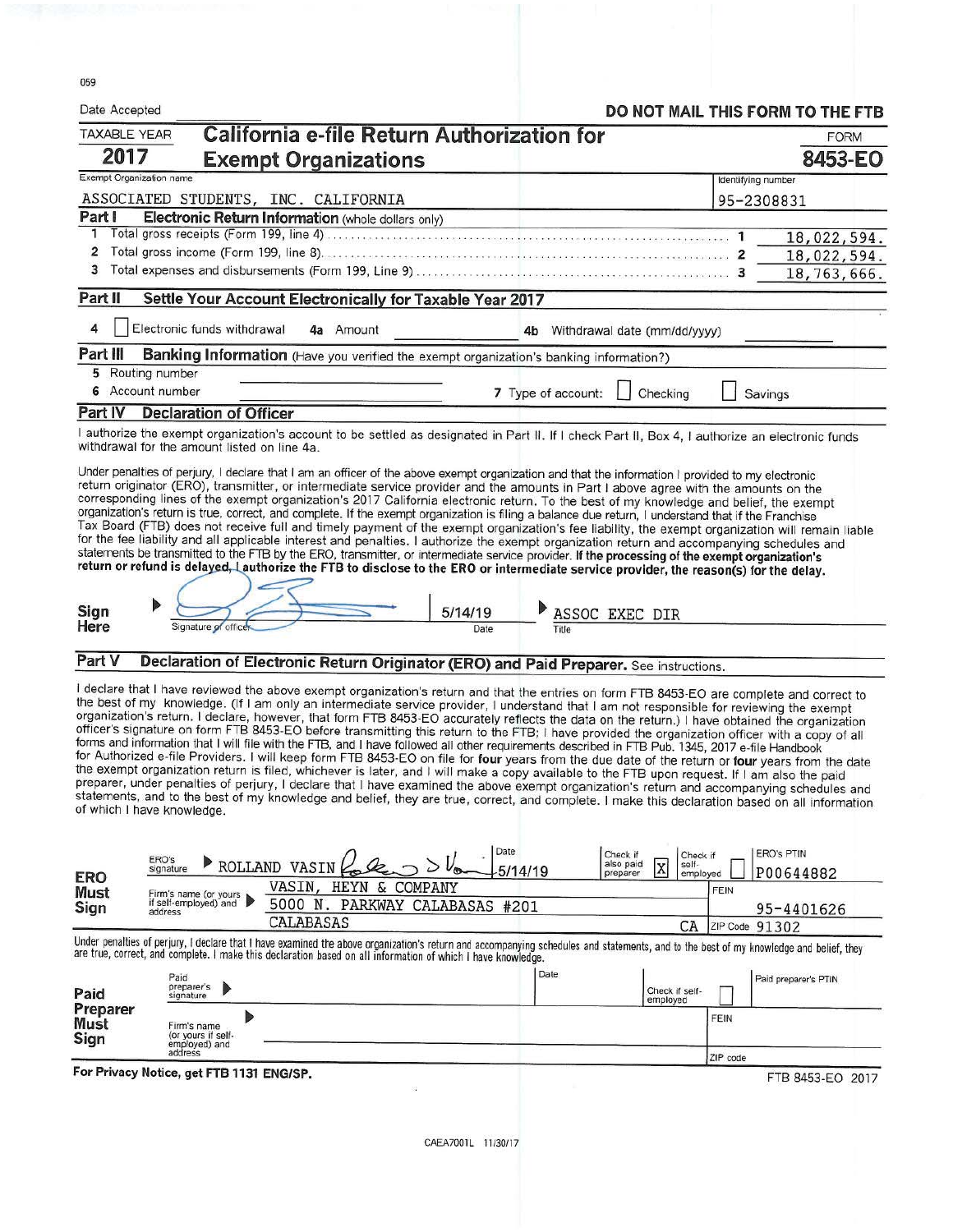059

Date Accepted ____________ **DO NOT MAIL THIS FORM TO THE FTB**

| TAXABLE YEAR | | FORM |
|---|---|---|
| **2017** | **California e-file Return Authorization for Exempt Organizations** | **8453-EO** |

| Exempt Organization name | Identifying number |
|---|---|
| ASSOCIATED STUDENTS, INC. CALIFORNIA | 95-2308831 |

## Part I Electronic Return Information (whole dollars only)

| | | | |
|---|---|---|---|
| 1 | Total gross receipts (Form 199, line 4) | 1 | 18,022,594. |
| 2 | Total gross income (Form 199, line 8) | 2 | 18,022,594. |
| 3 | Total expenses and disbursements (Form 199, Line 9) | 3 | 18,763,666. |

## Part II Settle Your Account Electronically for Taxable Year 2017

4 ☐ Electronic funds withdrawal **4a** Amount ____________ **4b** Withdrawal date (mm/dd/yyyy) ____________

## Part III Banking Information (Have you verified the exempt organization's banking information?)

5 Routing number ____________

6 Account number ____________ **7** Type of account: ☐ Checking ☐ Savings

## Part IV Declaration of Officer

I authorize the exempt organization's account to be settled as designated in Part II. If I check Part II, Box 4, I authorize an electronic funds withdrawal for the amount listed on line 4a.

Under penalties of perjury, I declare that I am an officer of the above exempt organization and that the information I provided to my electronic return originator (ERO), transmitter, or intermediate service provider and the amounts in Part I above agree with the amounts on the corresponding lines of the exempt organization's 2017 California electronic return. To the best of my knowledge and belief, the exempt organization's return is true, correct, and complete. If the exempt organization is filing a balance due return, I understand that if the Franchise Tax Board (FTB) does not receive full and timely payment of the exempt organization's fee liability, the exempt organization will remain liable for the fee liability and all applicable interest and penalties. I authorize the exempt organization return and accompanying schedules and statements be transmitted to the FTB by the ERO, transmitter, or intermediate service provider. **If the processing of the exempt organization's return or refund is delayed, I authorize the FTB to disclose to the ERO or intermediate service provider, the reason(s) for the delay.**

**Sign Here** ▶ [signature] Signature of officer | 5/14/19 Date | ▶ ASSOC EXEC DIR Title

## Part V Declaration of Electronic Return Originator (ERO) and Paid Preparer. See instructions.

I declare that I have reviewed the above exempt organization's return and that the entries on form FTB 8453-EO are complete and correct to the best of my knowledge. (If I am only an intermediate service provider, I understand that I am not responsible for reviewing the exempt organization's return. I declare, however, that form FTB 8453-EO accurately reflects the data on the return.) I have obtained the organization officer's signature on form FTB 8453-EO before transmitting this return to the FTB; I have provided the organization officer with a copy of all forms and information that I will file with the FTB, and I have followed all other requirements described in FTB Pub. 1345, 2017 e-file Handbook for Authorized e-file Providers. I will keep form FTB 8453-EO on file for **four** years from the due date of the return or **four** years from the date the exempt organization return is filed, whichever is later, and I will make a copy available to the FTB upon request. If I am also the paid preparer, under penalties of perjury, I declare that I have examined the above exempt organization's return and accompanying schedules and statements, and to the best of my knowledge and belief, they are true, correct, and complete. I make this declaration based on all information of which I have knowledge.

| **ERO Must Sign** | | | | | | |
|---|---|---|---|---|---|---|
| ERO's signature | ▶ ROLLAND VASIN [signature] | Date 5/14/19 | Check if also paid preparer ☒ | Check if self-employed ☐ | ERO's PTIN P00644882 |
| Firm's name (or yours if self-employed) and address | VASIN, HEYN & COMPANY | | | | FEIN |
| | 5000 N. PARKWAY CALABASAS #201 | | | | 95-4401626 |
| | CALABASAS | | | CA | ZIP Code 91302 |

Under penalties of perjury, I declare that I have examined the above organization's return and accompanying schedules and statements, and to the best of my knowledge and belief, they are true, correct, and complete. I make this declaration based on all information of which I have knowledge.

| **Paid Preparer Must Sign** | | | | |
|---|---|---|---|---|
| Paid preparer's signature | ▶ | Date | Check if self-employed ☐ | Paid preparer's PTIN |
| Firm's name (or yours if self-employed) and address | ▶ | | | FEIN |
| | | | | ZIP code |

**For Privacy Notice, get FTB 1131 ENG/SP.** FTB 8453-EO 2017

CAEA7001L 11/30/17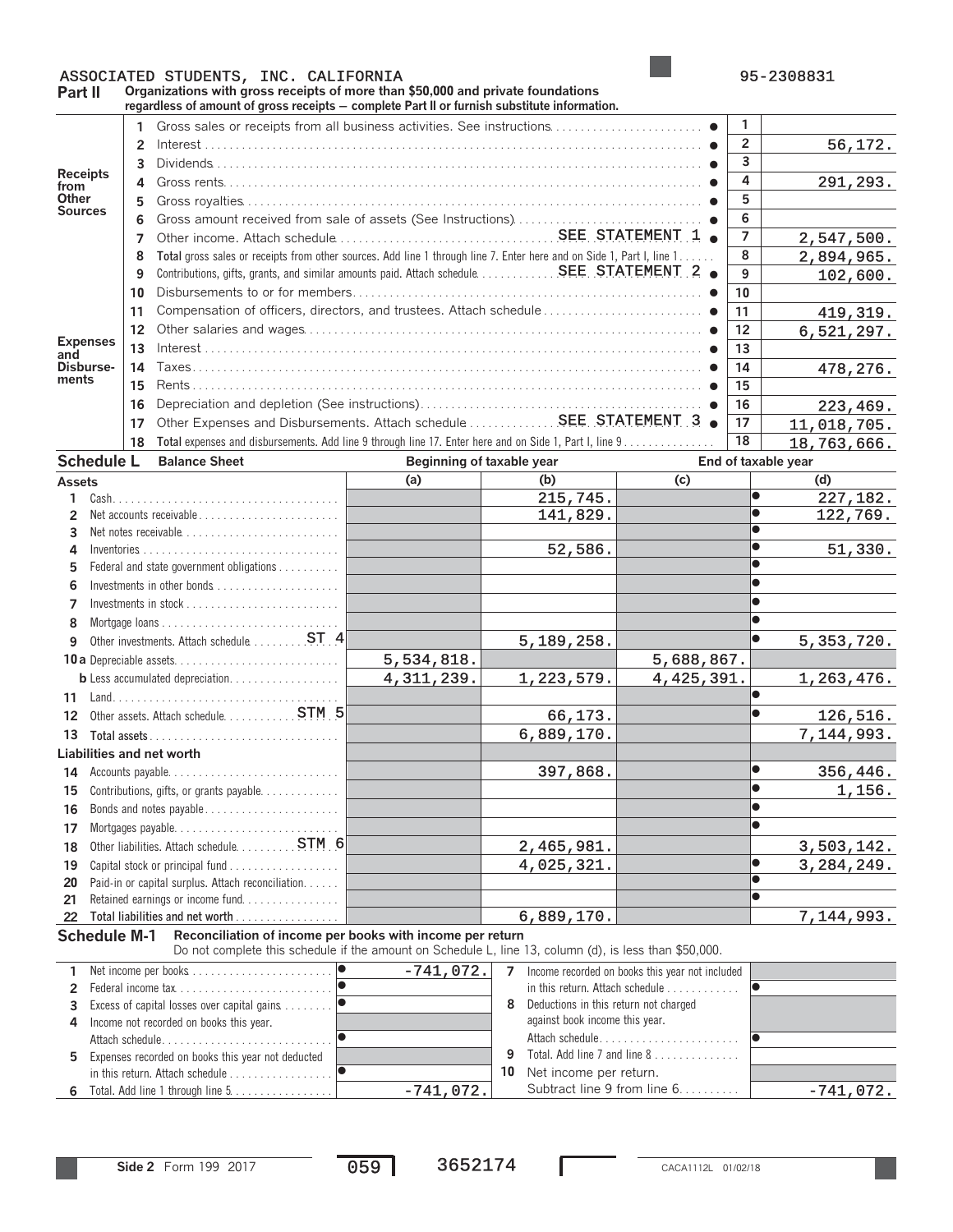ASSOCIATED STUDENTS, INC. CALIFORNIA 95-2308831

## Part II Organizations with gross receipts of more than $50,000 and private foundations regardless of amount of gross receipts — complete Part II or furnish substitute information.

| Section | Line | Description | Line | Amount |
|---|---|---|---|---|
| Receipts from Other Sources | 1 | Gross sales or receipts from all business activities. See instructions | 1 | |
| | 2 | Interest | 2 | 56,172. |
| | 3 | Dividends | 3 | |
| | 4 | Gross rents | 4 | 291,293. |
| | 5 | Gross royalties | 5 | |
| | 6 | Gross amount received from sale of assets (See Instructions) | 6 | |
| | 7 | Other income. Attach schedule SEE STATEMENT 1 | 7 | 2,547,500. |
| | 8 | **Total** gross sales or receipts from other sources. Add line 1 through line 7. Enter here and on Side 1, Part I, line 1 | 8 | 2,894,965. |
| Expenses and Disbursements | 9 | Contributions, gifts, grants, and similar amounts paid. Attach schedule SEE STATEMENT 2 | 9 | 102,600. |
| | 10 | Disbursements to or for members | 10 | |
| | 11 | Compensation of officers, directors, and trustees. Attach schedule | 11 | 419,319. |
| | 12 | Other salaries and wages | 12 | 6,521,297. |
| | 13 | Interest | 13 | |
| | 14 | Taxes | 14 | 478,276. |
| | 15 | Rents | 15 | |
| | 16 | Depreciation and depletion (See instructions) | 16 | 223,469. |
| | 17 | Other Expenses and Disbursements. Attach schedule SEE STATEMENT 3 | 17 | 11,018,705. |
| | 18 | **Total** expenses and disbursements. Add line 9 through line 17. Enter here and on Side 1, Part I, line 9 | 18 | 18,763,666. |

## Schedule L Balance Sheet

| | Beginning of taxable year (a) | (b) | End of taxable year (c) | (d) |
|---|---|---|---|---|
| **Assets** | | | | |
| 1 Cash | | 215,745. | | 227,182. |
| 2 Net accounts receivable | | 141,829. | | 122,769. |
| 3 Net notes receivable | | | | |
| 4 Inventories | | 52,586. | | 51,330. |
| 5 Federal and state government obligations | | | | |
| 6 Investments in other bonds | | | | |
| 7 Investments in stock | | | | |
| 8 Mortgage loans | | | | |
| 9 Other investments. Attach schedule ST 4 | | 5,189,258. | | 5,353,720. |
| 10a Depreciable assets | 5,534,818. | | 5,688,867. | |
| b Less accumulated depreciation | 4,311,239. | 1,223,579. | 4,425,391. | 1,263,476. |
| 11 Land | | | | |
| 12 Other assets. Attach schedule STM 5 | | 66,173. | | 126,516. |
| 13 Total assets | | 6,889,170. | | 7,144,993. |
| **Liabilities and net worth** | | | | |
| 14 Accounts payable | | 397,868. | | 356,446. |
| 15 Contributions, gifts, or grants payable | | | | 1,156. |
| 16 Bonds and notes payable | | | | |
| 17 Mortgages payable | | | | |
| 18 Other liabilities. Attach schedule STM 6 | | 2,465,981. | | 3,503,142. |
| 19 Capital stock or principal fund | | 4,025,321. | | 3,284,249. |
| 20 Paid-in or capital surplus. Attach reconciliation | | | | |
| 21 Retained earnings or income fund | | | | |
| 22 Total liabilities and net worth | | 6,889,170. | | 7,144,993. |

## Schedule M-1 Reconciliation of income per books with income per return

Do not complete this schedule if the amount on Schedule L, line 13, column (d), is less than $50,000.

| Line | Description | Amount | Line | Description | Amount |
|---|---|---|---|---|---|
| 1 | Net income per books | -741,072. | 7 | Income recorded on books this year not included in this return. Attach schedule | |
| 2 | Federal income tax | | 8 | Deductions in this return not charged against book income this year. Attach schedule | |
| 3 | Excess of capital losses over capital gains | | | | |
| 4 | Income not recorded on books this year. Attach schedule | | 9 | Total. Add line 7 and line 8 | |
| 5 | Expenses recorded on books this year not deducted in this return. Attach schedule | | 10 | Net income per return. Subtract line 9 from line 6 | -741,072. |
| 6 | Total. Add line 1 through line 5 | -741,072. | | | |

Side 2 Form 199 2017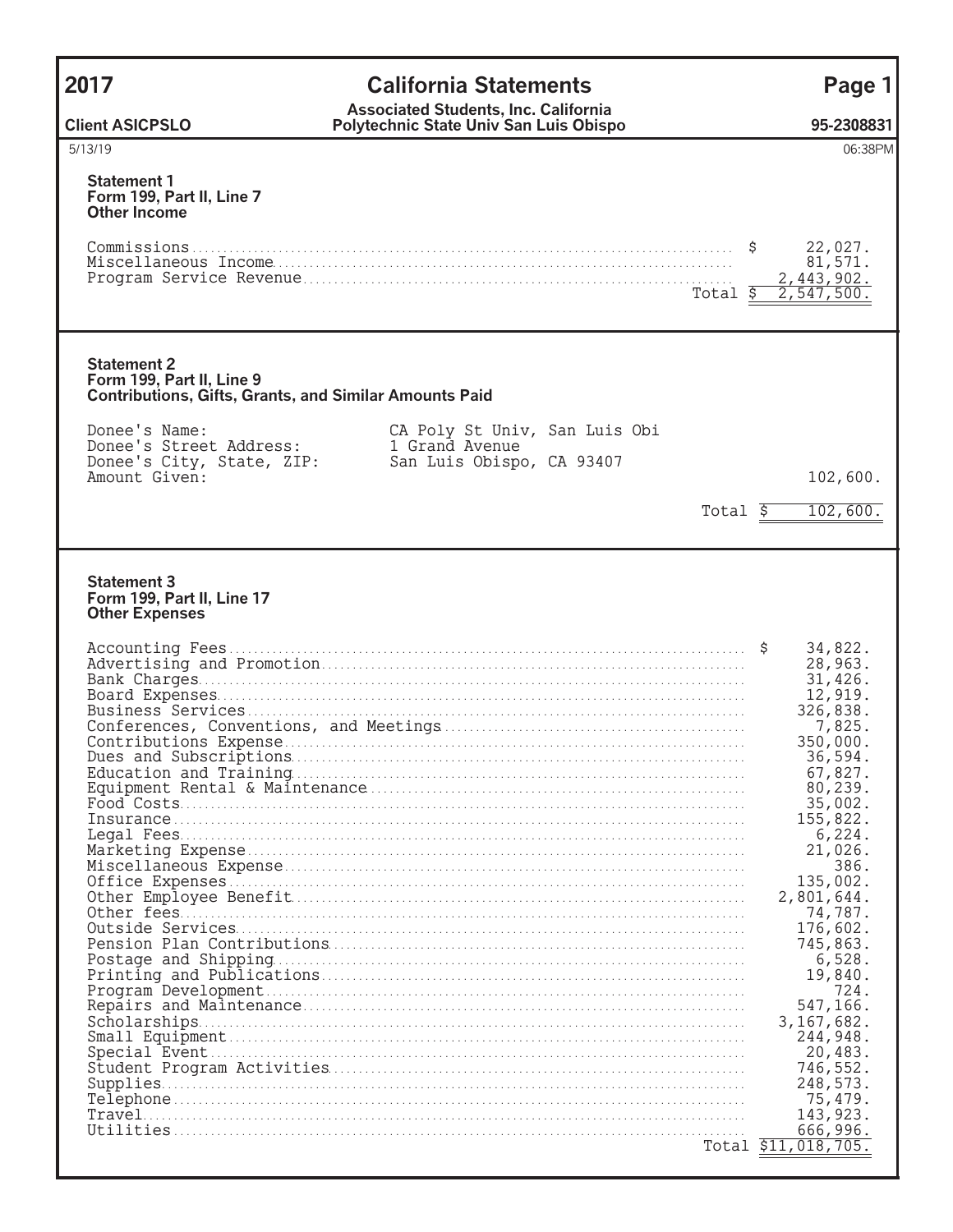# 2017 California Statements

**Client ASICPSLO**

**Associated Students, Inc. California Polytechnic State Univ San Luis Obispo**

**95-2308831**

5/13/19 06:38PM

### Statement 1
**Form 199, Part II, Line 7**
**Other Income**

| | |
|---|---|
| Commissions | $ 22,027. |
| Miscellaneous Income | 81,571. |
| Program Service Revenue | 2,443,902. |
| Total | $ 2,547,500. |

### Statement 2
**Form 199, Part II, Line 9**
**Contributions, Gifts, Grants, and Similar Amounts Paid**

| | | |
|---|---|---|
| Donee's Name: | CA Poly St Univ, San Luis Obi | |
| Donee's Street Address: | 1 Grand Avenue | |
| Donee's City, State, ZIP: | San Luis Obispo, CA 93407 | |
| Amount Given: | | 102,600. |
| | Total | $ 102,600. |

### Statement 3
**Form 199, Part II, Line 17**
**Other Expenses**

| | |
|---|---|
| Accounting Fees | $ 34,822. |
| Advertising and Promotion | 28,963. |
| Bank Charges | 31,426. |
| Board Expenses | 12,919. |
| Business Services | 326,838. |
| Conferences, Conventions, and Meetings | 7,825. |
| Contributions Expense | 350,000. |
| Dues and Subscriptions | 36,594. |
| Education and Training | 67,827. |
| Equipment Rental & Maintenance | 80,239. |
| Food Costs | 35,002. |
| Insurance | 155,822. |
| Legal Fees | 6,224. |
| Marketing Expense | 21,026. |
| Miscellaneous Expense | 386. |
| Office Expenses | 135,002. |
| Other Employee Benefit | 2,801,644. |
| Other fees | 74,787. |
| Outside Services | 176,602. |
| Pension Plan Contributions | 745,863. |
| Postage and Shipping | 6,528. |
| Printing and Publications | 19,840. |
| Program Development | 724. |
| Repairs and Maintenance | 547,166. |
| Scholarships | 3,167,682. |
| Small Equipment | 244,948. |
| Special Event | 20,483. |
| Student Program Activities | 746,552. |
| Supplies | 248,573. |
| Telephone | 75,479. |
| Travel | 143,923. |
| Utilities | 666,996. |
| Total | $11,018,705. |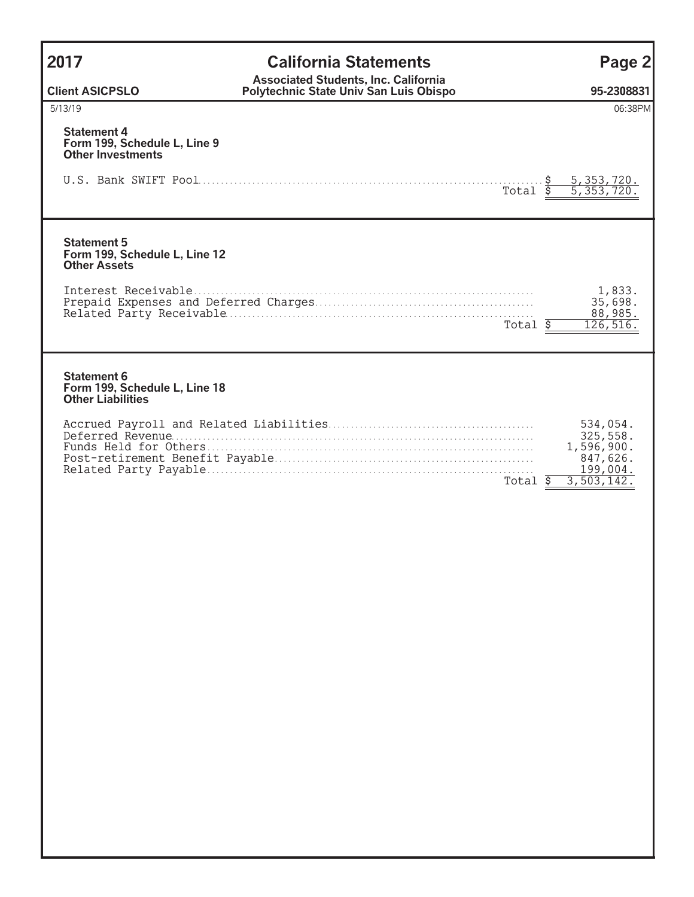# 2017 California Statements

**Client ASICPSLO** — **Associated Students, Inc. California Polytechnic State Univ San Luis Obispo** — **95-2308831**

5/13/19 06:38PM

**Statement 4**
**Form 199, Schedule L, Line 9**
**Other Investments**

| | |
|---|---|
| U.S. Bank SWIFT Pool | $ 5,353,720. |
| Total | $ 5,353,720. |

**Statement 5**
**Form 199, Schedule L, Line 12**
**Other Assets**

| | |
|---|---|
| Interest Receivable | 1,833. |
| Prepaid Expenses and Deferred Charges | 35,698. |
| Related Party Receivable | 88,985. |
| Total | $ 126,516. |

**Statement 6**
**Form 199, Schedule L, Line 18**
**Other Liabilities**

| | |
|---|---|
| Accrued Payroll and Related Liabilities | 534,054. |
| Deferred Revenue | 325,558. |
| Funds Held for Others | 1,596,900. |
| Post-retirement Benefit Payable | 847,626. |
| Related Party Payable | 199,004. |
| Total | $ 3,503,142. |